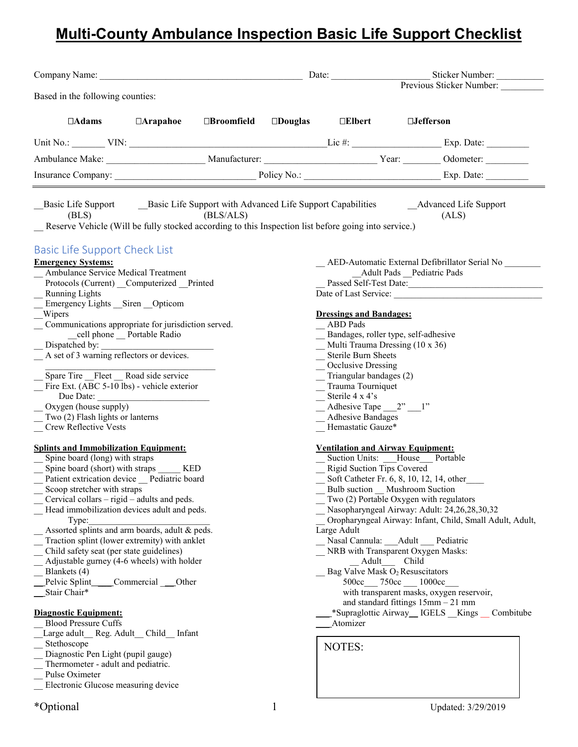# Multi-County Ambulance Inspection Basic Life Support Checklist

Company Name: ___________________________________________ Date: ____________________ Sticker Number: __________
Previous Sticker Number: _________

Based in the following counties:

☐Adams ☐Arapahoe ☐Broomfield ☐Douglas ☐Elbert ☐Jefferson

Unit No.: _______ VIN: ________________________________________ Lic #: __________________ Exp. Date: _________

Ambulance Make: ____________________ Manufacturer: ______________________ Year: ________ Odometer: _________

Insurance Company: _____________________________ Policy No.: ____________________________ Exp. Date: _________

---

__Basic Life Support (BLS) __Basic Life Support with Advanced Life Support Capabilities (BLS/ALS) __Advanced Life Support (ALS)

__ Reserve Vehicle (Will be fully stocked according to this Inspection list before going into service.)

## Basic Life Support Check List

**Emergency Systems:**

__ Ambulance Service Medical Treatment Protocols (Current) __Computerized __Printed
__ Running Lights
__ Emergency Lights __Siren __Opticom
__Wipers
__ Communications appropriate for jurisdiction served.
__cell phone __ Portable Radio
__ Dispatched by: _________________________
__ A set of 3 warning reflectors or devices.
_________________________________________
__ Spare Tire __Fleet __ Road side service
__ Fire Ext. (ABC 5-10 lbs) - vehicle exterior
Due Date: _________________________
__ Oxygen (house supply)
__ Two (2) Flash lights or lanterns
__ Crew Reflective Vests

**Splints and Immobilization Equipment:**

__ Spine board (long) with straps
__ Spine board (short) with straps _____ KED
__ Patient extrication device __ Pediatric board
__ Scoop stretcher with straps
__ Cervical collars – rigid – adults and peds.
__ Head immobilization devices adult and peds.
Type:________________________________
__ Assorted splints and arm boards, adult & peds.
__ Traction splint (lower extremity) with anklet
__ Child safety seat (per state guidelines)
__ Adjustable gurney (4-6 wheels) with holder
__ Blankets (4)
__Pelvic Splint____Commercial ___Other
__Stair Chair*

**Diagnostic Equipment:**

__ Blood Pressure Cuffs
__Large adult__ Reg. Adult__ Child__ Infant
__ Stethoscope
__ Diagnostic Pen Light (pupil gauge)
__ Thermometer - adult and pediatric.
__ Pulse Oximeter
__ Electronic Glucose measuring device

__ AED-Automatic External Defibrillator Serial No ________
__Adult Pads __Pediatric Pads
__ Passed Self-Test Date:______________________________
Date of Last Service: _________________________________

**Dressings and Bandages:**

__ ABD Pads
__ Bandages, roller type, self-adhesive
__ Multi Trauma Dressing (10 x 36)
__ Sterile Burn Sheets
__ Occlusive Dressing
__ Triangular bandages (2)
__ Trauma Tourniquet
__ Sterile 4 x 4's
__ Adhesive Tape ___2" ___1"
__ Adhesive Bandages
__ Hemastatic Gauze*

**Ventilation and Airway Equipment:**

__ Suction Units: ___House___ Portable
__ Rigid Suction Tips Covered
__ Soft Catheter Fr. 6, 8, 10, 12, 14, other____
__ Bulb suction __ Mushroom Suction
__ Two (2) Portable Oxygen with regulators
__ Nasopharyngeal Airway: Adult: 24,26,28,30,32
__ Oropharyngeal Airway: Infant, Child, Small Adult, Adult, Large Adult
__ Nasal Cannula: ___Adult ___ Pediatric
__ NRB with Transparent Oxygen Masks:
__ Adult___ Child
__ Bag Valve Mask $O_2$ Resuscitators
500cc___ 750cc ___ 1000cc___
with transparent masks, oxygen reservoir, and standard fittings 15mm – 21 mm
___*Supraglottic Airway__ IGELS __Kings __ Combitube
___Atomizer

NOTES:

*Optional

Updated: 3/29/2019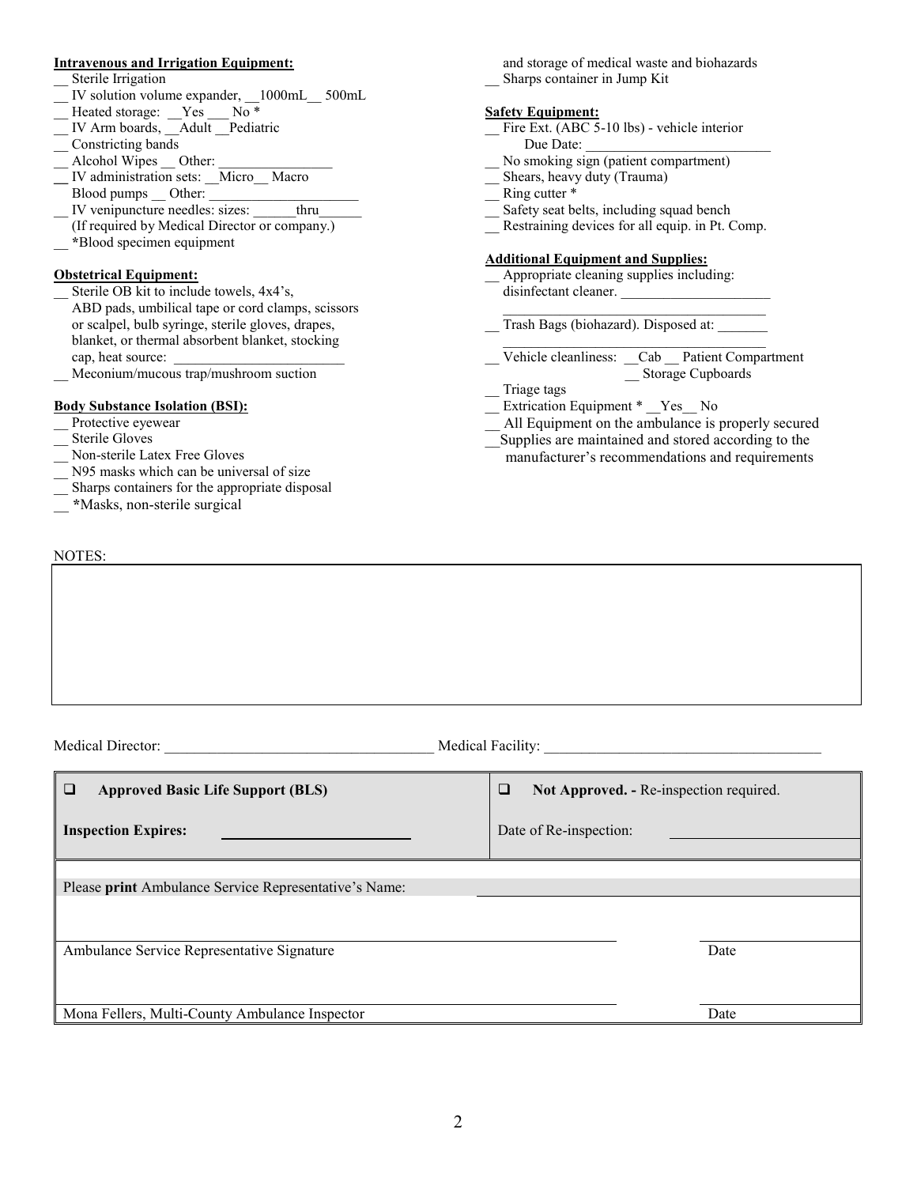**Intravenous and Irrigation Equipment:**

__ Sterile Irrigation
__ IV solution volume expander, __1000mL__ 500mL
__ Heated storage: __Yes ___ No *
__ IV Arm boards, __Adult __Pediatric
__ Constricting bands
__ Alcohol Wipes __ Other: ________________
__ IV administration sets: __Micro__ Macro
Blood pumps __ Other: ______________________
__ IV venipuncture needles: sizes: ______thru______
(If required by Medical Director or company.)
__ *Blood specimen equipment

**Obstetrical Equipment:**

__ Sterile OB kit to include towels, 4x4's, ABD pads, umbilical tape or cord clamps, scissors or scalpel, bulb syringe, sterile gloves, drapes, blanket, or thermal absorbent blanket, stocking cap, heat source: ________________________
__ Meconium/mucous trap/mushroom suction

**Body Substance Isolation (BSI):**

__ Protective eyewear
__ Sterile Gloves
__ Non-sterile Latex Free Gloves
__ N95 masks which can be universal of size
__ Sharps containers for the appropriate disposal and storage of medical waste and biohazards
__ Sharps container in Jump Kit
__ *Masks, non-sterile surgical

**Safety Equipment:**

__ Fire Ext. (ABC 5-10 lbs) - vehicle interior
Due Date: __________________________
__ No smoking sign (patient compartment)
__ Shears, heavy duty (Trauma)
__ Ring cutter *
__ Safety seat belts, including squad bench
__ Restraining devices for all equip. in Pt. Comp.

**Additional Equipment and Supplies:**

__ Appropriate cleaning supplies including: disinfectant cleaner. _____________________
__ Trash Bags (biohazard). Disposed at: _______
__ Vehicle cleanliness: __Cab __ Patient Compartment __ Storage Cupboards
__ Triage tags
__ Extrication Equipment * __Yes__ No
__ All Equipment on the ambulance is properly secured
__Supplies are maintained and stored according to the manufacturer's recommendations and requirements

NOTES:

Medical Director: ___________________________________ Medical Facility: ____________________________________

| ❑ **Approved Basic Life Support (BLS)** | ❑ **Not Approved. -** Re-inspection required. |
|---|---|
| **Inspection Expires:** ________________________ | Date of Re-inspection: ________________________ |

Please **print** Ambulance Service Representative's Name: ______________________________

______________________________________________ ______________
Ambulance Service Representative Signature Date

______________________________________________ ______________
Mona Fellers, Multi-County Ambulance Inspector Date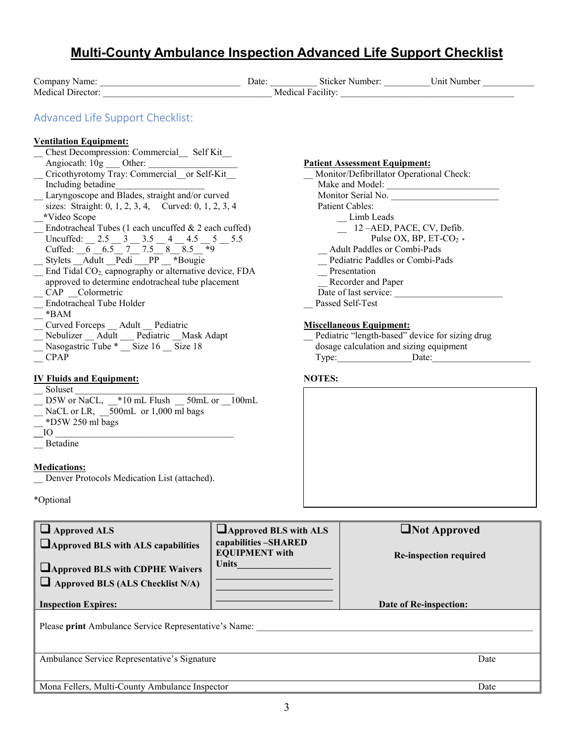# Multi-County Ambulance Inspection Advanced Life Support Checklist

Company Name: ______________________________ Date: __________ Sticker Number: __________Unit Number ___________
Medical Director: ___________________________________ Medical Facility: _____________________________________

## Advanced Life Support Checklist:

**Ventilation Equipment:**

__ Chest Decompression: Commercial__ Self Kit__
Angiocath: 10g ___ Other: ___________________
__ Cricothyrotomy Tray: Commercial__or Self-Kit__
Including betadine__________________
__ Laryngoscope and Blades, straight and/or curved
sizes: Straight: 0, 1, 2, 3, 4, Curved: 0, 1, 2, 3, 4
__*Video Scope
__ Endotracheal Tubes (1 each uncuffed & 2 each cuffed)
Uncuffed: __ 2.5 __ 3 __ 3.5 __ 4 __ 4.5 __ 5 __ 5.5
Cuffed: __6 __6.5__ 7__ 7.5__ 8__ 8.5__ *9
__ Stylets __Adult __Pedi ___PP __ *Bougie
__ End Tidal $CO_2$, capnography or alternative device, FDA approved to determine endotracheal tube placement
__ CAP __Colormetric
__ Endotracheal Tube Holder
__ *BAM
__ Curved Forceps __ Adult __ Pediatric
__ Nebulizer __ Adult ___ Pediatric __Mask Adapt
__ Nasogastric Tube * __ Size 16 __ Size 18
__ CPAP

**IV Fluids and Equipment:**

__ Soluset ________________________________
__ D5W or NaCL, __*10 mL Flush __ 50mL or __100mL
__ NaCL or LR, __500mL or 1,000 ml bags
__ *D5W 250 ml bags
__IO ______________________________________
__ Betadine

**Medications:**

__ Denver Protocols Medication List (attached).

*Optional

**Patient Assessment Equipment:**

__ Monitor/Defibrillator Operational Check:
Make and Model: _______________________
Monitor Serial No. _______________________
Patient Cables:
__ Limb Leads
__ 12 –AED, PACE, CV, Defib.
Pulse OX, BP, ET-$CO_2$ *
__ Adult Paddles or Combi-Pads
__ Pediatric Paddles or Combi-Pads
__ Presentation
__ Recorder and Paper
Date of last service: _______________________
__ Passed Self-Test

**Miscellaneous Equipment:**

__ Pediatric "length-based" device for sizing drug dosage calculation and sizing equipment
Type:_______________Date:_____________________

**NOTES:**

| ❑ **Approved ALS**<br>❑ **Approved BLS with ALS capabilities**<br>❑ **Approved BLS with CDPHE Waivers**<br>❑ **Approved BLS (ALS Checklist N/A)**<br><br>**Inspection Expires:** | ❑ **Approved BLS with ALS capabilities –SHARED EQUIPMENT with Units**__________________<br>__________________<br>__________________<br>__________________ | ❑ **Not Approved**<br><br>**Re-inspection required**<br><br>**Date of Re-inspection:** |
|---|---|---|

Please **print** Ambulance Service Representative's Name: ____________________________________________

Ambulance Service Representative's Signature — Date

Mona Fellers, Multi-County Ambulance Inspector — Date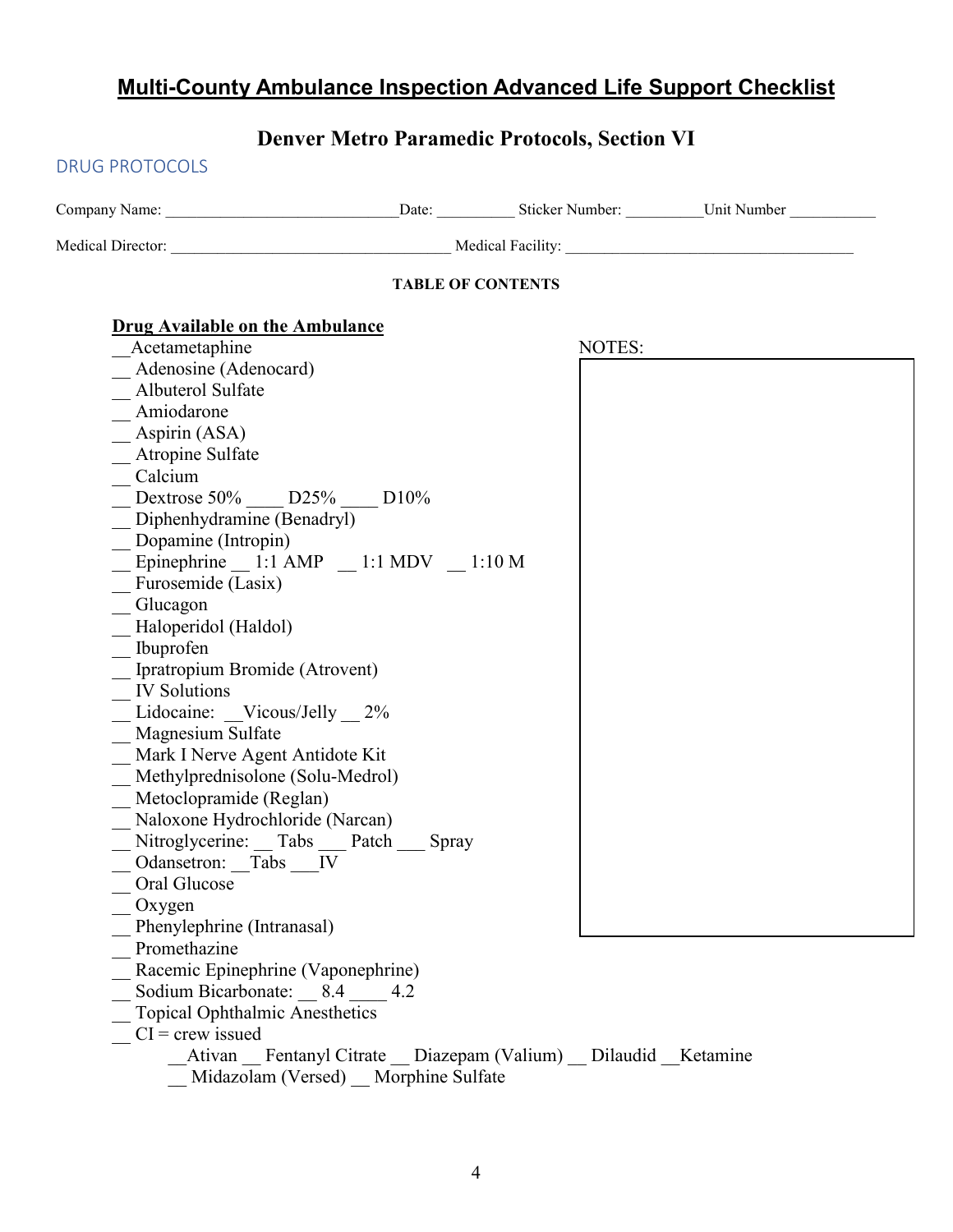# Multi-County Ambulance Inspection Advanced Life Support Checklist

## Denver Metro Paramedic Protocols, Section VI

DRUG PROTOCOLS

Company Name: ______________________________ Date: __________ Sticker Number: __________ Unit Number ___________

Medical Director: ______________________________________ Medical Facility: _____________________________________

**TABLE OF CONTENTS**

**Drug Available on the Ambulance**

__Acetametaphine
__ Adenosine (Adenocard)
__ Albuterol Sulfate
__ Amiodarone
__ Aspirin (ASA)
__ Atropine Sulfate
__ Calcium
__ Dextrose 50% ____ D25% ____ D10%
__ Diphenhydramine (Benadryl)
__ Dopamine (Intropin)
__ Epinephrine __ 1:1 AMP __ 1:1 MDV __ 1:10 M
__ Furosemide (Lasix)
__ Glucagon
__ Haloperidol (Haldol)
__ Ibuprofen
__ Ipratropium Bromide (Atrovent)
__ IV Solutions
__ Lidocaine: __Vicous/Jelly __ 2%
__ Magnesium Sulfate
__ Mark I Nerve Agent Antidote Kit
__ Methylprednisolone (Solu-Medrol)
__ Metoclopramide (Reglan)
__ Naloxone Hydrochloride (Narcan)
__ Nitroglycerine: __ Tabs ___ Patch ___ Spray
__ Odansetron: __Tabs ___IV
__ Oral Glucose
__ Oxygen
__ Phenylephrine (Intranasal)
__ Promethazine
__ Racemic Epinephrine (Vaponephrine)
__ Sodium Bicarbonate: __ 8.4 ____ 4.2
__ Topical Ophthalmic Anesthetics
__ CI = crew issued
__Ativan __ Fentanyl Citrate __ Diazepam (Valium) __ Dilaudid __Ketamine
__ Midazolam (Versed) __ Morphine Sulfate

NOTES: